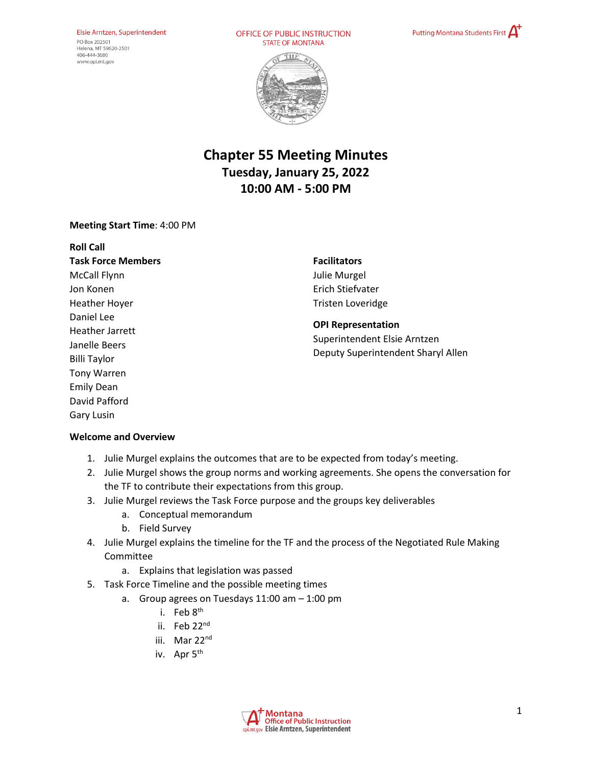Elsie Arntzen, Superintendent
PO Box 202501
Helena, MT 59620-2501
406-444-3680
www.opi.mt.gov

OFFICE OF PUBLIC INSTRUCTION
STATE OF MONTANA

Putting Montana Students First

# Chapter 55 Meeting Minutes

## Tuesday, January 25, 2022

## 10:00 AM - 5:00 PM

**Meeting Start Time**: 4:00 PM

**Roll Call**

**Task Force Members**

McCall Flynn
Jon Konen
Heather Hoyer
Daniel Lee
Heather Jarrett
Janelle Beers
Billi Taylor
Tony Warren
Emily Dean
David Pafford
Gary Lusin

**Facilitators**

Julie Murgel
Erich Stiefvater
Tristen Loveridge

**OPI Representation**

Superintendent Elsie Arntzen
Deputy Superintendent Sharyl Allen

**Welcome and Overview**

1. Julie Murgel explains the outcomes that are to be expected from today's meeting.
2. Julie Murgel shows the group norms and working agreements. She opens the conversation for the TF to contribute their expectations from this group.
3. Julie Murgel reviews the Task Force purpose and the groups key deliverables
    a. Conceptual memorandum
    b. Field Survey
4. Julie Murgel explains the timeline for the TF and the process of the Negotiated Rule Making Committee
    a. Explains that legislation was passed
5. Task Force Timeline and the possible meeting times
    a. Group agrees on Tuesdays 11:00 am – 1:00 pm
        i. Feb 8th
        ii. Feb 22nd
        iii. Mar 22nd
        iv. Apr 5th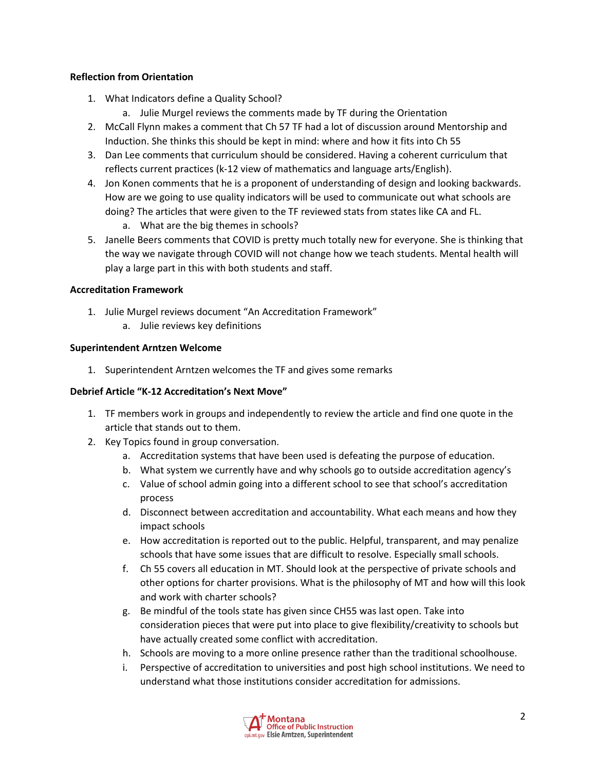**Reflection from Orientation**

1. What Indicators define a Quality School?
   a. Julie Murgel reviews the comments made by TF during the Orientation
2. McCall Flynn makes a comment that Ch 57 TF had a lot of discussion around Mentorship and Induction. She thinks this should be kept in mind: where and how it fits into Ch 55
3. Dan Lee comments that curriculum should be considered. Having a coherent curriculum that reflects current practices (k-12 view of mathematics and language arts/English).
4. Jon Konen comments that he is a proponent of understanding of design and looking backwards. How are we going to use quality indicators will be used to communicate out what schools are doing? The articles that were given to the TF reviewed stats from states like CA and FL.
   a. What are the big themes in schools?
5. Janelle Beers comments that COVID is pretty much totally new for everyone. She is thinking that the way we navigate through COVID will not change how we teach students. Mental health will play a large part in this with both students and staff.

**Accreditation Framework**

1. Julie Murgel reviews document "An Accreditation Framework"
   a. Julie reviews key definitions

**Superintendent Arntzen Welcome**

1. Superintendent Arntzen welcomes the TF and gives some remarks

**Debrief Article "K-12 Accreditation's Next Move"**

1. TF members work in groups and independently to review the article and find one quote in the article that stands out to them.
2. Key Topics found in group conversation.
   a. Accreditation systems that have been used is defeating the purpose of education.
   b. What system we currently have and why schools go to outside accreditation agency's
   c. Value of school admin going into a different school to see that school's accreditation process
   d. Disconnect between accreditation and accountability. What each means and how they impact schools
   e. How accreditation is reported out to the public. Helpful, transparent, and may penalize schools that have some issues that are difficult to resolve. Especially small schools.
   f. Ch 55 covers all education in MT. Should look at the perspective of private schools and other options for charter provisions. What is the philosophy of MT and how will this look and work with charter schools?
   g. Be mindful of the tools state has given since CH55 was last open. Take into consideration pieces that were put into place to give flexibility/creativity to schools but have actually created some conflict with accreditation.
   h. Schools are moving to a more online presence rather than the traditional schoolhouse.
   i. Perspective of accreditation to universities and post high school institutions. We need to understand what those institutions consider accreditation for admissions.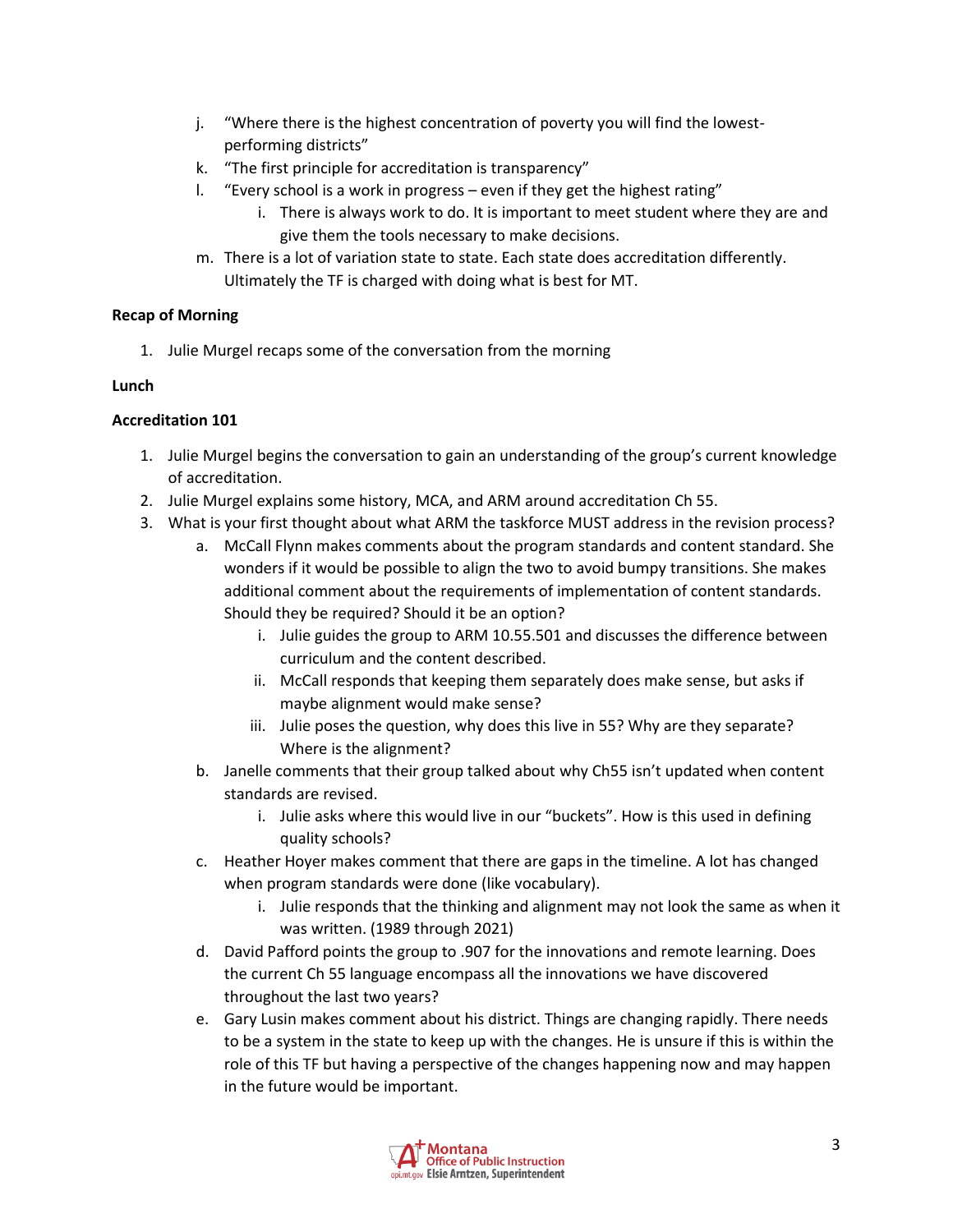j. "Where there is the highest concentration of poverty you will find the lowest-performing districts"
k. "The first principle for accreditation is transparency"
l. "Every school is a work in progress – even if they get the highest rating"
    i. There is always work to do. It is important to meet student where they are and give them the tools necessary to make decisions.
m. There is a lot of variation state to state. Each state does accreditation differently. Ultimately the TF is charged with doing what is best for MT.

**Recap of Morning**

1. Julie Murgel recaps some of the conversation from the morning

**Lunch**

**Accreditation 101**

1. Julie Murgel begins the conversation to gain an understanding of the group's current knowledge of accreditation.
2. Julie Murgel explains some history, MCA, and ARM around accreditation Ch 55.
3. What is your first thought about what ARM the taskforce MUST address in the revision process?
    a. McCall Flynn makes comments about the program standards and content standard. She wonders if it would be possible to align the two to avoid bumpy transitions. She makes additional comment about the requirements of implementation of content standards. Should they be required? Should it be an option?
        i. Julie guides the group to ARM 10.55.501 and discusses the difference between curriculum and the content described.
        ii. McCall responds that keeping them separately does make sense, but asks if maybe alignment would make sense?
        iii. Julie poses the question, why does this live in 55? Why are they separate? Where is the alignment?
    b. Janelle comments that their group talked about why Ch55 isn't updated when content standards are revised.
        i. Julie asks where this would live in our "buckets". How is this used in defining quality schools?
    c. Heather Hoyer makes comment that there are gaps in the timeline. A lot has changed when program standards were done (like vocabulary).
        i. Julie responds that the thinking and alignment may not look the same as when it was written. (1989 through 2021)
    d. David Pafford points the group to .907 for the innovations and remote learning. Does the current Ch 55 language encompass all the innovations we have discovered throughout the last two years?
    e. Gary Lusin makes comment about his district. Things are changing rapidly. There needs to be a system in the state to keep up with the changes. He is unsure if this is within the role of this TF but having a perspective of the changes happening now and may happen in the future would be important.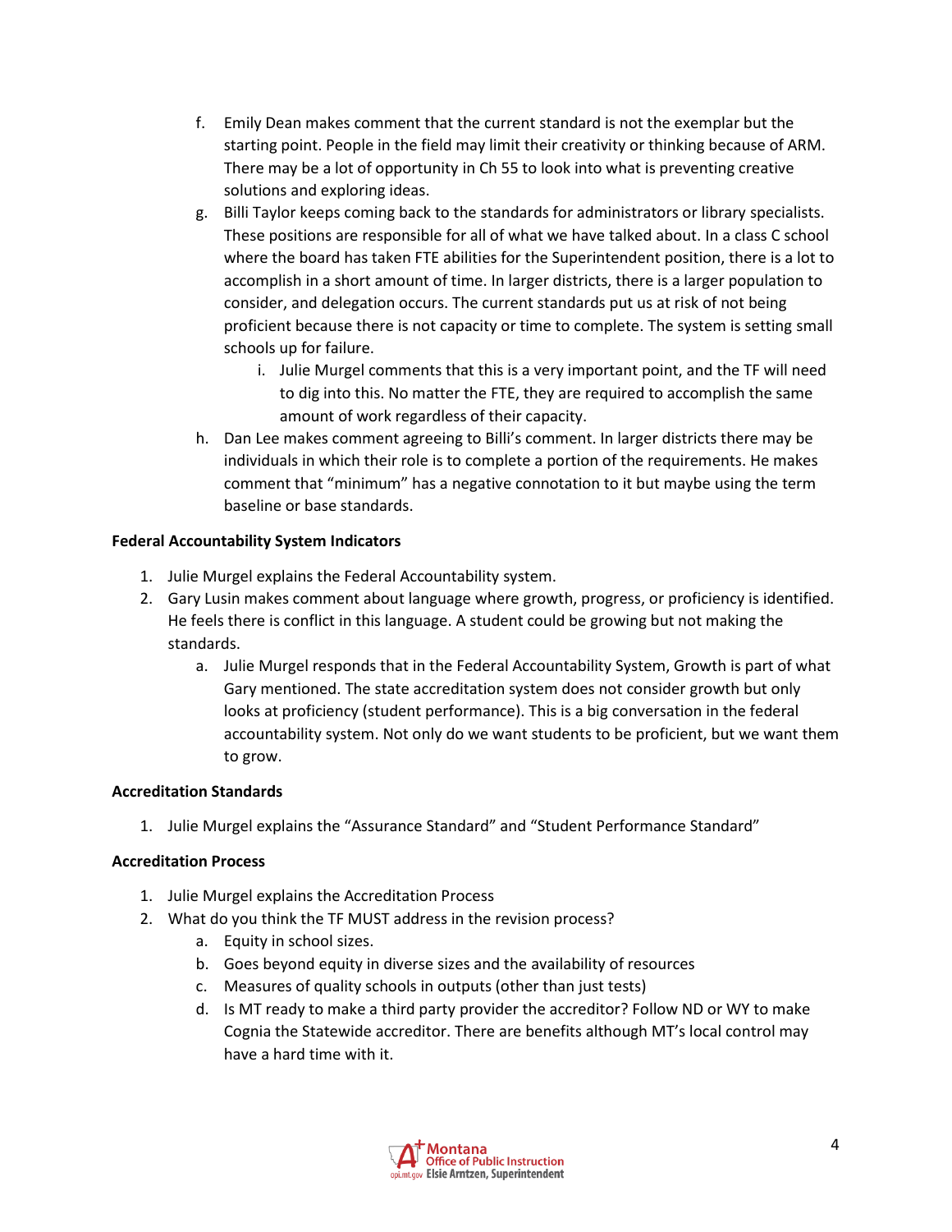f. Emily Dean makes comment that the current standard is not the exemplar but the starting point. People in the field may limit their creativity or thinking because of ARM. There may be a lot of opportunity in Ch 55 to look into what is preventing creative solutions and exploring ideas.

g. Billi Taylor keeps coming back to the standards for administrators or library specialists. These positions are responsible for all of what we have talked about. In a class C school where the board has taken FTE abilities for the Superintendent position, there is a lot to accomplish in a short amount of time. In larger districts, there is a larger population to consider, and delegation occurs. The current standards put us at risk of not being proficient because there is not capacity or time to complete. The system is setting small schools up for failure.

   i. Julie Murgel comments that this is a very important point, and the TF will need to dig into this. No matter the FTE, they are required to accomplish the same amount of work regardless of their capacity.

h. Dan Lee makes comment agreeing to Billi's comment. In larger districts there may be individuals in which their role is to complete a portion of the requirements. He makes comment that "minimum" has a negative connotation to it but maybe using the term baseline or base standards.

**Federal Accountability System Indicators**

1. Julie Murgel explains the Federal Accountability system.
2. Gary Lusin makes comment about language where growth, progress, or proficiency is identified. He feels there is conflict in this language. A student could be growing but not making the standards.
   a. Julie Murgel responds that in the Federal Accountability System, Growth is part of what Gary mentioned. The state accreditation system does not consider growth but only looks at proficiency (student performance). This is a big conversation in the federal accountability system. Not only do we want students to be proficient, but we want them to grow.

**Accreditation Standards**

1. Julie Murgel explains the "Assurance Standard" and "Student Performance Standard"

**Accreditation Process**

1. Julie Murgel explains the Accreditation Process
2. What do you think the TF MUST address in the revision process?
   a. Equity in school sizes.
   b. Goes beyond equity in diverse sizes and the availability of resources
   c. Measures of quality schools in outputs (other than just tests)
   d. Is MT ready to make a third party provider the accreditor? Follow ND or WY to make Cognia the Statewide accreditor. There are benefits although MT's local control may have a hard time with it.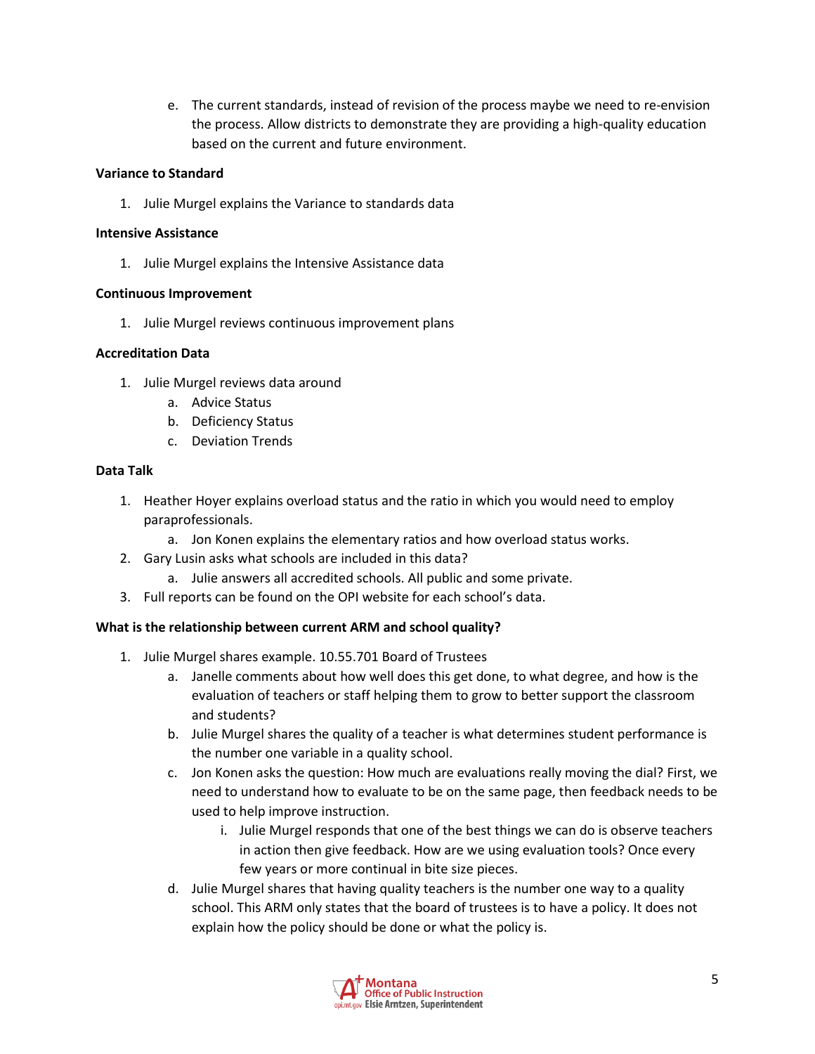e. The current standards, instead of revision of the process maybe we need to re-envision the process. Allow districts to demonstrate they are providing a high-quality education based on the current and future environment.

**Variance to Standard**

1. Julie Murgel explains the Variance to standards data

**Intensive Assistance**

1. Julie Murgel explains the Intensive Assistance data

**Continuous Improvement**

1. Julie Murgel reviews continuous improvement plans

**Accreditation Data**

1. Julie Murgel reviews data around
   a. Advice Status
   b. Deficiency Status
   c. Deviation Trends

**Data Talk**

1. Heather Hoyer explains overload status and the ratio in which you would need to employ paraprofessionals.
   a. Jon Konen explains the elementary ratios and how overload status works.
2. Gary Lusin asks what schools are included in this data?
   a. Julie answers all accredited schools. All public and some private.
3. Full reports can be found on the OPI website for each school's data.

**What is the relationship between current ARM and school quality?**

1. Julie Murgel shares example. 10.55.701 Board of Trustees
   a. Janelle comments about how well does this get done, to what degree, and how is the evaluation of teachers or staff helping them to grow to better support the classroom and students?
   b. Julie Murgel shares the quality of a teacher is what determines student performance is the number one variable in a quality school.
   c. Jon Konen asks the question: How much are evaluations really moving the dial? First, we need to understand how to evaluate to be on the same page, then feedback needs to be used to help improve instruction.
      i. Julie Murgel responds that one of the best things we can do is observe teachers in action then give feedback. How are we using evaluation tools? Once every few years or more continual in bite size pieces.
   d. Julie Murgel shares that having quality teachers is the number one way to a quality school. This ARM only states that the board of trustees is to have a policy. It does not explain how the policy should be done or what the policy is.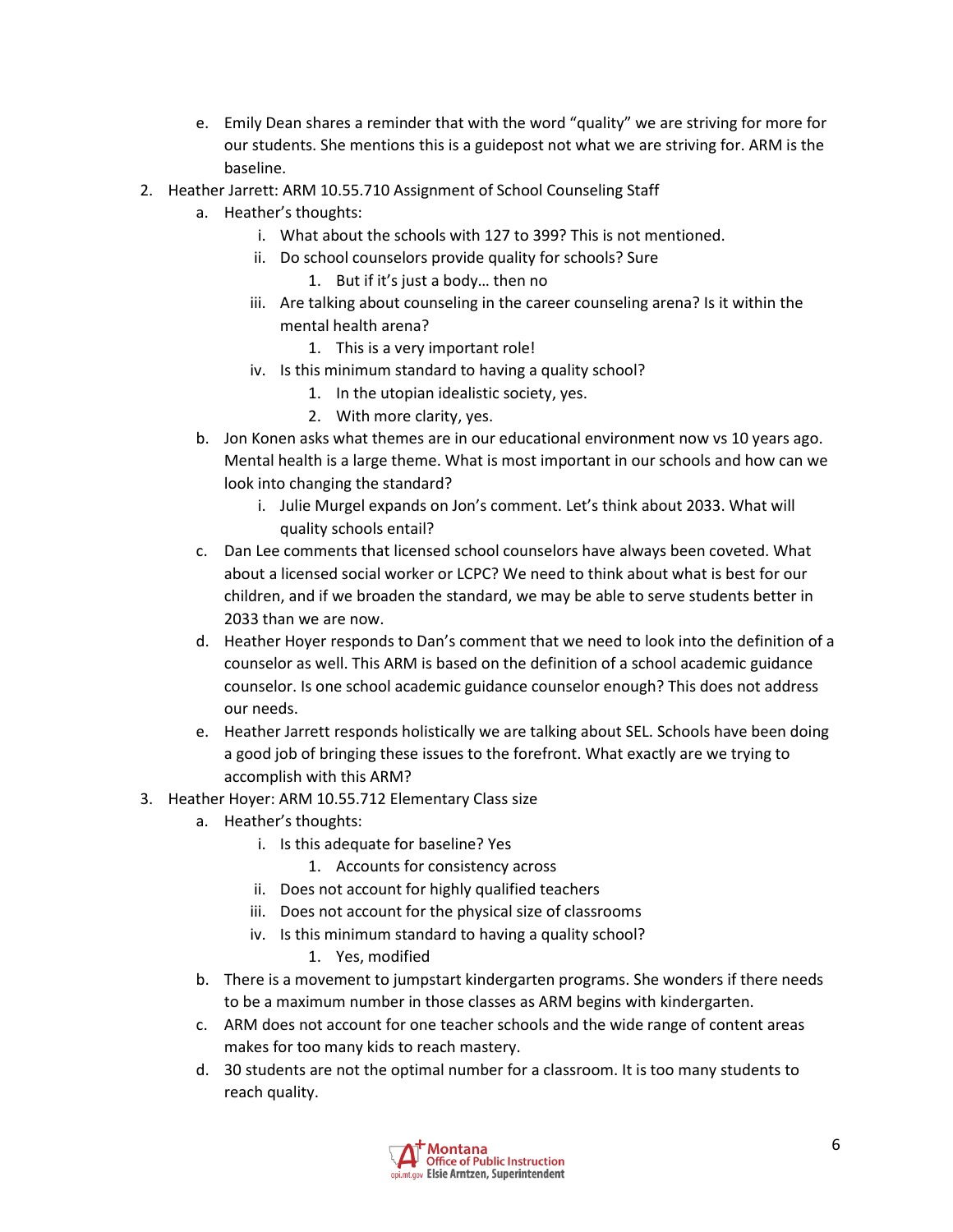e. Emily Dean shares a reminder that with the word "quality" we are striving for more for our students. She mentions this is a guidepost not what we are striving for. ARM is the baseline.

2. Heather Jarrett: ARM 10.55.710 Assignment of School Counseling Staff
   a. Heather's thoughts:
      i. What about the schools with 127 to 399? This is not mentioned.
      ii. Do school counselors provide quality for schools? Sure
         1. But if it's just a body… then no
      iii. Are talking about counseling in the career counseling arena? Is it within the mental health arena?
         1. This is a very important role!
      iv. Is this minimum standard to having a quality school?
         1. In the utopian idealistic society, yes.
         2. With more clarity, yes.
   b. Jon Konen asks what themes are in our educational environment now vs 10 years ago. Mental health is a large theme. What is most important in our schools and how can we look into changing the standard?
      i. Julie Murgel expands on Jon's comment. Let's think about 2033. What will quality schools entail?
   c. Dan Lee comments that licensed school counselors have always been coveted. What about a licensed social worker or LCPC? We need to think about what is best for our children, and if we broaden the standard, we may be able to serve students better in 2033 than we are now.
   d. Heather Hoyer responds to Dan's comment that we need to look into the definition of a counselor as well. This ARM is based on the definition of a school academic guidance counselor. Is one school academic guidance counselor enough? This does not address our needs.
   e. Heather Jarrett responds holistically we are talking about SEL. Schools have been doing a good job of bringing these issues to the forefront. What exactly are we trying to accomplish with this ARM?

3. Heather Hoyer: ARM 10.55.712 Elementary Class size
   a. Heather's thoughts:
      i. Is this adequate for baseline? Yes
         1. Accounts for consistency across
      ii. Does not account for highly qualified teachers
      iii. Does not account for the physical size of classrooms
      iv. Is this minimum standard to having a quality school?
         1. Yes, modified
   b. There is a movement to jumpstart kindergarten programs. She wonders if there needs to be a maximum number in those classes as ARM begins with kindergarten.
   c. ARM does not account for one teacher schools and the wide range of content areas makes for too many kids to reach mastery.
   d. 30 students are not the optimal number for a classroom. It is too many students to reach quality.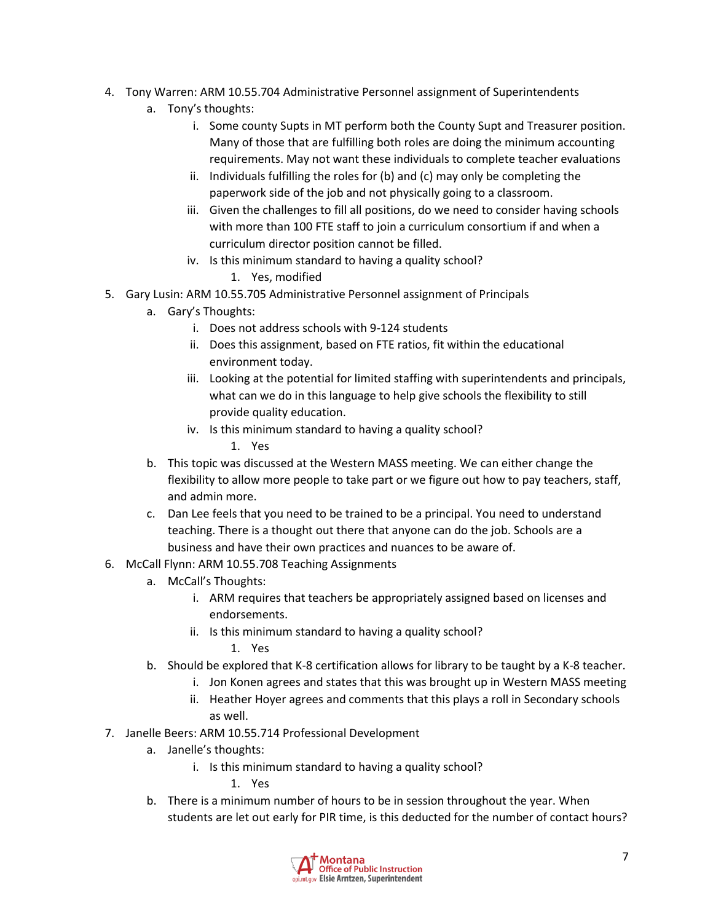4. Tony Warren: ARM 10.55.704 Administrative Personnel assignment of Superintendents
    a. Tony's thoughts:
        i. Some county Supts in MT perform both the County Supt and Treasurer position. Many of those that are fulfilling both roles are doing the minimum accounting requirements. May not want these individuals to complete teacher evaluations
        ii. Individuals fulfilling the roles for (b) and (c) may only be completing the paperwork side of the job and not physically going to a classroom.
        iii. Given the challenges to fill all positions, do we need to consider having schools with more than 100 FTE staff to join a curriculum consortium if and when a curriculum director position cannot be filled.
        iv. Is this minimum standard to having a quality school?
            1. Yes, modified
5. Gary Lusin: ARM 10.55.705 Administrative Personnel assignment of Principals
    a. Gary's Thoughts:
        i. Does not address schools with 9-124 students
        ii. Does this assignment, based on FTE ratios, fit within the educational environment today.
        iii. Looking at the potential for limited staffing with superintendents and principals, what can we do in this language to help give schools the flexibility to still provide quality education.
        iv. Is this minimum standard to having a quality school?
            1. Yes
    b. This topic was discussed at the Western MASS meeting. We can either change the flexibility to allow more people to take part or we figure out how to pay teachers, staff, and admin more.
    c. Dan Lee feels that you need to be trained to be a principal. You need to understand teaching. There is a thought out there that anyone can do the job. Schools are a business and have their own practices and nuances to be aware of.
6. McCall Flynn: ARM 10.55.708 Teaching Assignments
    a. McCall's Thoughts:
        i. ARM requires that teachers be appropriately assigned based on licenses and endorsements.
        ii. Is this minimum standard to having a quality school?
            1. Yes
    b. Should be explored that K-8 certification allows for library to be taught by a K-8 teacher.
        i. Jon Konen agrees and states that this was brought up in Western MASS meeting
        ii. Heather Hoyer agrees and comments that this plays a roll in Secondary schools as well.
7. Janelle Beers: ARM 10.55.714 Professional Development
    a. Janelle's thoughts:
        i. Is this minimum standard to having a quality school?
            1. Yes
    b. There is a minimum number of hours to be in session throughout the year. When students are let out early for PIR time, is this deducted for the number of contact hours?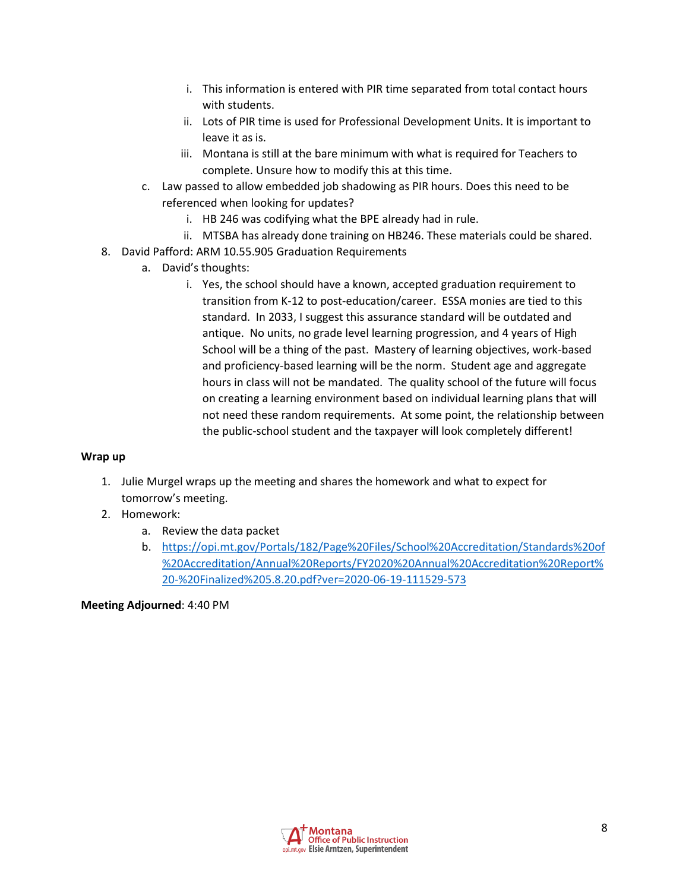i. This information is entered with PIR time separated from total contact hours with students.
            ii. Lots of PIR time is used for Professional Development Units. It is important to leave it as is.
            iii. Montana is still at the bare minimum with what is required for Teachers to complete. Unsure how to modify this at this time.
    c. Law passed to allow embedded job shadowing as PIR hours. Does this need to be referenced when looking for updates?
        i. HB 246 was codifying what the BPE already had in rule.
        ii. MTSBA has already done training on HB246. These materials could be shared.
8. David Pafford: ARM 10.55.905 Graduation Requirements
    a. David's thoughts:
        i. Yes, the school should have a known, accepted graduation requirement to transition from K-12 to post-education/career. ESSA monies are tied to this standard. In 2033, I suggest this assurance standard will be outdated and antique. No units, no grade level learning progression, and 4 years of High School will be a thing of the past. Mastery of learning objectives, work-based and proficiency-based learning will be the norm. Student age and aggregate hours in class will not be mandated. The quality school of the future will focus on creating a learning environment based on individual learning plans that will not need these random requirements. At some point, the relationship between the public-school student and the taxpayer will look completely different!

**Wrap up**

1. Julie Murgel wraps up the meeting and shares the homework and what to expect for tomorrow's meeting.
2. Homework:
    a. Review the data packet
    b. https://opi.mt.gov/Portals/182/Page%20Files/School%20Accreditation/Standards%20of%20Accreditation/Annual%20Reports/FY2020%20Annual%20Accreditation%20Report%20-%20Finalized%205.8.20.pdf?ver=2020-06-19-111529-573

**Meeting Adjourned**: 4:40 PM